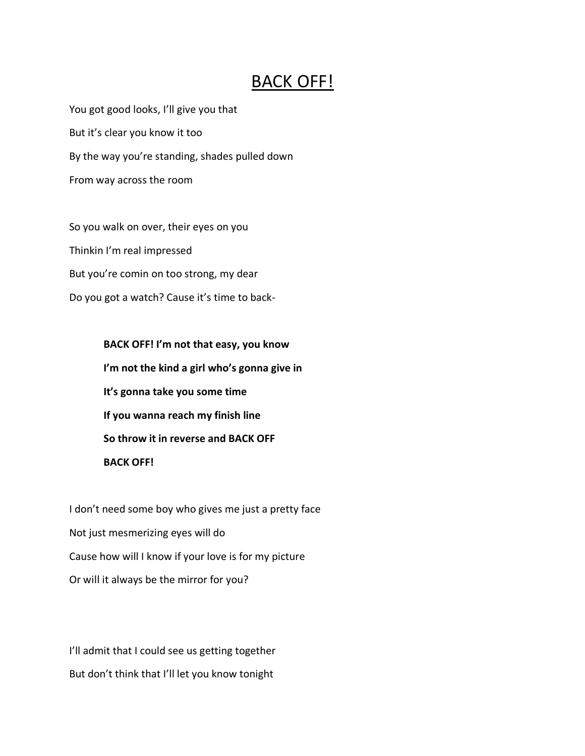# BACK OFF!

You got good looks, I'll give you that

But it's clear you know it too

By the way you're standing, shades pulled down

From way across the room

So you walk on over, their eyes on you

Thinkin I'm real impressed

But you're comin on too strong, my dear

Do you got a watch? Cause it's time to back-

> **BACK OFF! I'm not that easy, you know**
>
> **I'm not the kind a girl who's gonna give in**
>
> **It's gonna take you some time**
>
> **If you wanna reach my finish line**
>
> **So throw it in reverse and BACK OFF**
>
> **BACK OFF!**

I don't need some boy who gives me just a pretty face

Not just mesmerizing eyes will do

Cause how will I know if your love is for my picture

Or will it always be the mirror for you?

I'll admit that I could see us getting together

But don't think that I'll let you know tonight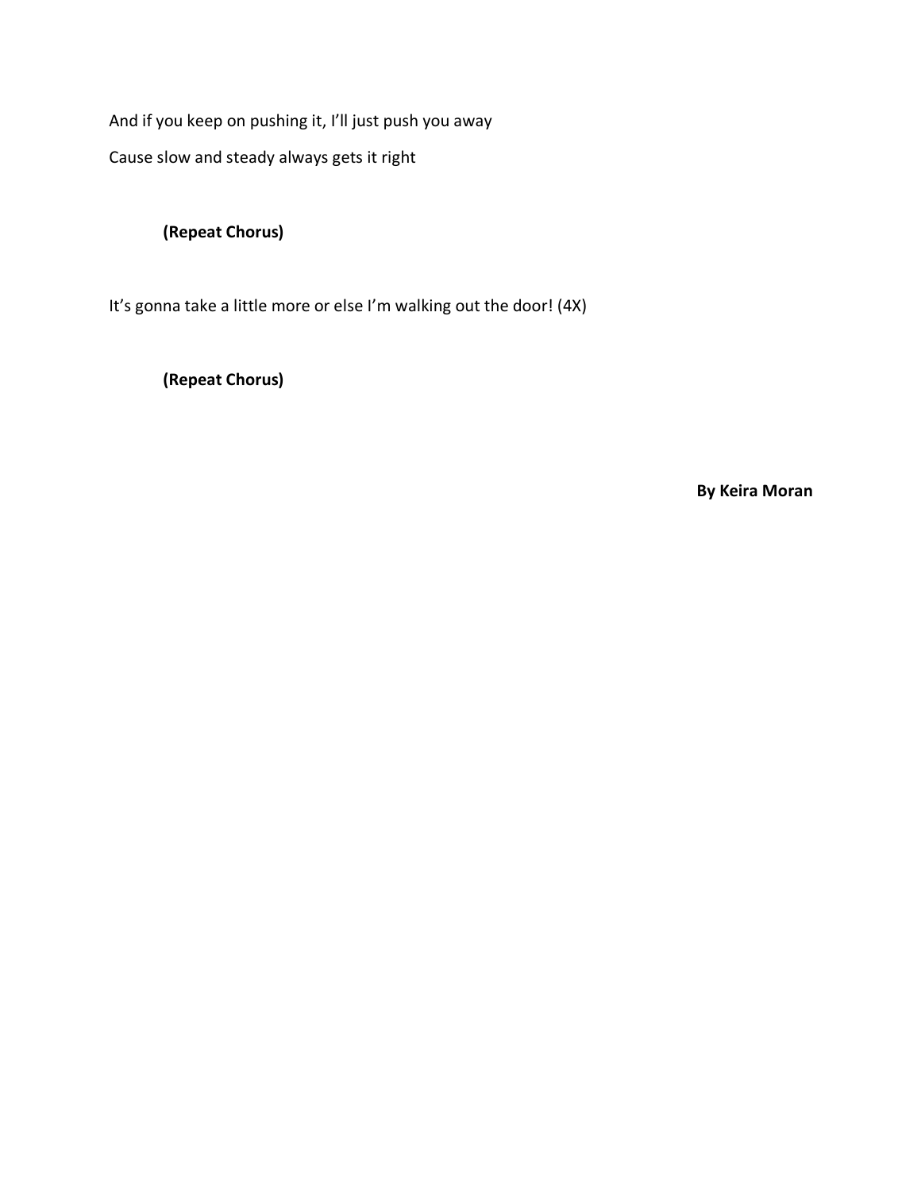And if you keep on pushing it, I'll just push you away

Cause slow and steady always gets it right

**(Repeat Chorus)**

It's gonna take a little more or else I'm walking out the door! (4X)

**(Repeat Chorus)**

**By Keira Moran**